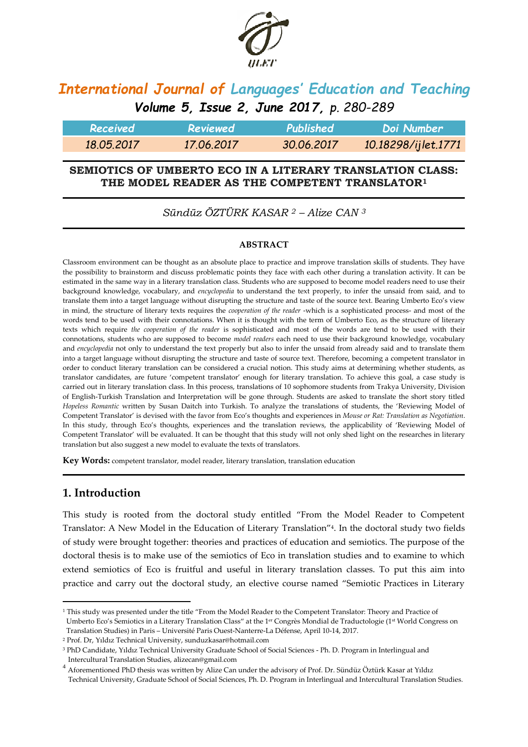# International Journal of Languages' Education and Teaching

*Volume 5, Issue 2, June 2017, p. 280-289*

| Received | Reviewed | Published | Doi Number |
| --- | --- | --- | --- |
| 18.05.2017 | 17.06.2017 | 30.06.2017 | 10.18298/ijlet.1771 |

## SEMIOTICS OF UMBERTO ECO IN A LITERARY TRANSLATION CLASS: THE MODEL READER AS THE COMPETENT TRANSLATOR[1]

*Sündüz ÖZTÜRK KASAR [2] – Alize CAN [3]*

### ABSTRACT

Classroom environment can be thought as an absolute place to practice and improve translation skills of students. They have the possibility to brainstorm and discuss problematic points they face with each other during a translation activity. It can be estimated in the same way in a literary translation class. Students who are supposed to become model readers need to use their background knowledge, vocabulary, and *encyclopedia* to understand the text properly, to infer the unsaid from said, and to translate them into a target language without disrupting the structure and taste of the source text. Bearing Umberto Eco's view in mind, the structure of literary texts requires the *cooperation of the reader* -which is a sophisticated process- and most of the words tend to be used with their connotations. When it is thought with the term of Umberto Eco, as the structure of literary texts which require *the cooperation of the reader* is sophisticated and most of the words are tend to be used with their connotations, students who are supposed to become *model readers* each need to use their background knowledge, vocabulary and *encyclopedia* not only to understand the text properly but also to infer the unsaid from already said and to translate them into a target language without disrupting the structure and taste of source text. Therefore, becoming a competent translator in order to conduct literary translation can be considered a crucial notion. This study aims at determining whether students, as translator candidates, are future 'competent translator' enough for literary translation. To achieve this goal, a case study is carried out in literary translation class. In this process, translations of 10 sophomore students from Trakya University, Division of English-Turkish Translation and Interpretation will be gone through. Students are asked to translate the short story titled *Hopeless Romantic* written by Susan Daitch into Turkish. To analyze the translations of students, the 'Reviewing Model of Competent Translator' is devised with the favor from Eco's thoughts and experiences in *Mouse or Rat: Translation as Negotiation*. In this study, through Eco's thoughts, experiences and the translation reviews, the applicability of 'Reviewing Model of Competent Translator' will be evaluated. It can be thought that this study will not only shed light on the researches in literary translation but also suggest a new model to evaluate the texts of translators.

**Key Words:** competent translator, model reader, literary translation, translation education

## 1. Introduction

This study is rooted from the doctoral study entitled "From the Model Reader to Competent Translator: A New Model in the Education of Literary Translation"[4]. In the doctoral study two fields of study were brought together: theories and practices of education and semiotics. The purpose of the doctoral thesis is to make use of the semiotics of Eco in translation studies and to examine to which extend semiotics of Eco is fruitful and useful in literary translation classes. To put this aim into practice and carry out the doctoral study, an elective course named "Semiotic Practices in Literary

---

[1] This study was presented under the title "From the Model Reader to the Competent Translator: Theory and Practice of Umberto Eco's Semiotics in a Literary Translation Class" at the 1er Congrès Mondial de Traductologie (1st World Congress on Translation Studies) in Paris – Université Paris Ouest-Nanterre-La Défense, April 10-14, 2017.

[2] Prof. Dr, Yıldız Technical University, sunduzkasar@hotmail.com

[3] PhD Candidate, Yıldız Technical University Graduate School of Social Sciences - Ph. D. Program in Interlingual and Intercultural Translation Studies, alizecan@gmail.com

[4] Aforementioned PhD thesis was written by Alize Can under the advisory of Prof. Dr. Sündüz Öztürk Kasar at Yıldız Technical University, Graduate School of Social Sciences, Ph. D. Program in Interlingual and Intercultural Translation Studies.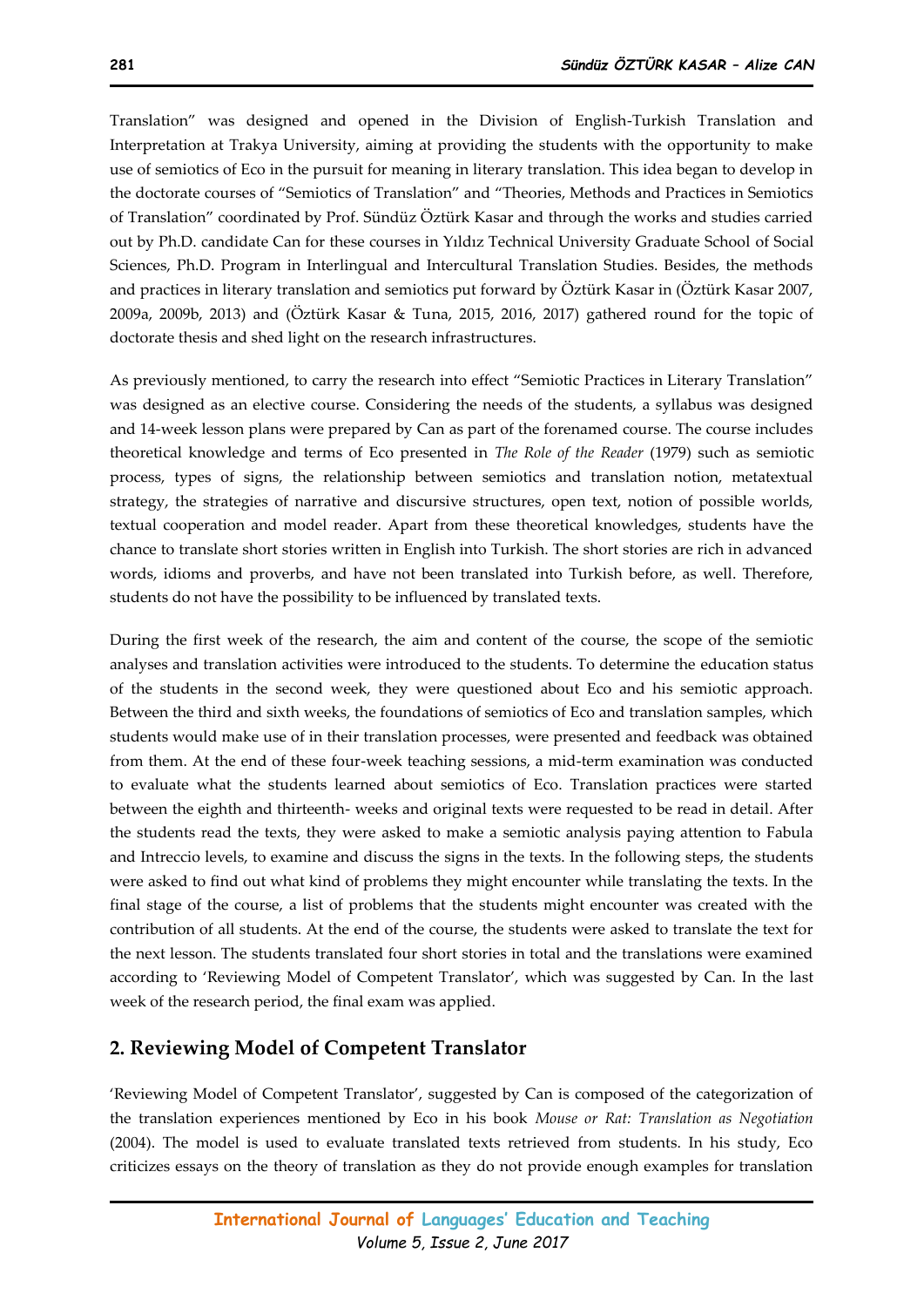Translation" was designed and opened in the Division of English-Turkish Translation and Interpretation at Trakya University, aiming at providing the students with the opportunity to make use of semiotics of Eco in the pursuit for meaning in literary translation. This idea began to develop in the doctorate courses of "Semiotics of Translation" and "Theories, Methods and Practices in Semiotics of Translation" coordinated by Prof. Sündüz Öztürk Kasar and through the works and studies carried out by Ph.D. candidate Can for these courses in Yıldız Technical University Graduate School of Social Sciences, Ph.D. Program in Interlingual and Intercultural Translation Studies. Besides, the methods and practices in literary translation and semiotics put forward by Öztürk Kasar in (Öztürk Kasar 2007, 2009a, 2009b, 2013) and (Öztürk Kasar & Tuna, 2015, 2016, 2017) gathered round for the topic of doctorate thesis and shed light on the research infrastructures.

As previously mentioned, to carry the research into effect "Semiotic Practices in Literary Translation" was designed as an elective course. Considering the needs of the students, a syllabus was designed and 14-week lesson plans were prepared by Can as part of the forenamed course. The course includes theoretical knowledge and terms of Eco presented in *The Role of the Reader* (1979) such as semiotic process, types of signs, the relationship between semiotics and translation notion, metatextual strategy, the strategies of narrative and discursive structures, open text, notion of possible worlds, textual cooperation and model reader. Apart from these theoretical knowledges, students have the chance to translate short stories written in English into Turkish. The short stories are rich in advanced words, idioms and proverbs, and have not been translated into Turkish before, as well. Therefore, students do not have the possibility to be influenced by translated texts.

During the first week of the research, the aim and content of the course, the scope of the semiotic analyses and translation activities were introduced to the students. To determine the education status of the students in the second week, they were questioned about Eco and his semiotic approach. Between the third and sixth weeks, the foundations of semiotics of Eco and translation samples, which students would make use of in their translation processes, were presented and feedback was obtained from them. At the end of these four-week teaching sessions, a mid-term examination was conducted to evaluate what the students learned about semiotics of Eco. Translation practices were started between the eighth and thirteenth- weeks and original texts were requested to be read in detail. After the students read the texts, they were asked to make a semiotic analysis paying attention to Fabula and Intreccio levels, to examine and discuss the signs in the texts. In the following steps, the students were asked to find out what kind of problems they might encounter while translating the texts. In the final stage of the course, a list of problems that the students might encounter was created with the contribution of all students. At the end of the course, the students were asked to translate the text for the next lesson. The students translated four short stories in total and the translations were examined according to 'Reviewing Model of Competent Translator', which was suggested by Can. In the last week of the research period, the final exam was applied.

## 2. Reviewing Model of Competent Translator

'Reviewing Model of Competent Translator', suggested by Can is composed of the categorization of the translation experiences mentioned by Eco in his book *Mouse or Rat: Translation as Negotiation* (2004). The model is used to evaluate translated texts retrieved from students. In his study, Eco criticizes essays on the theory of translation as they do not provide enough examples for translation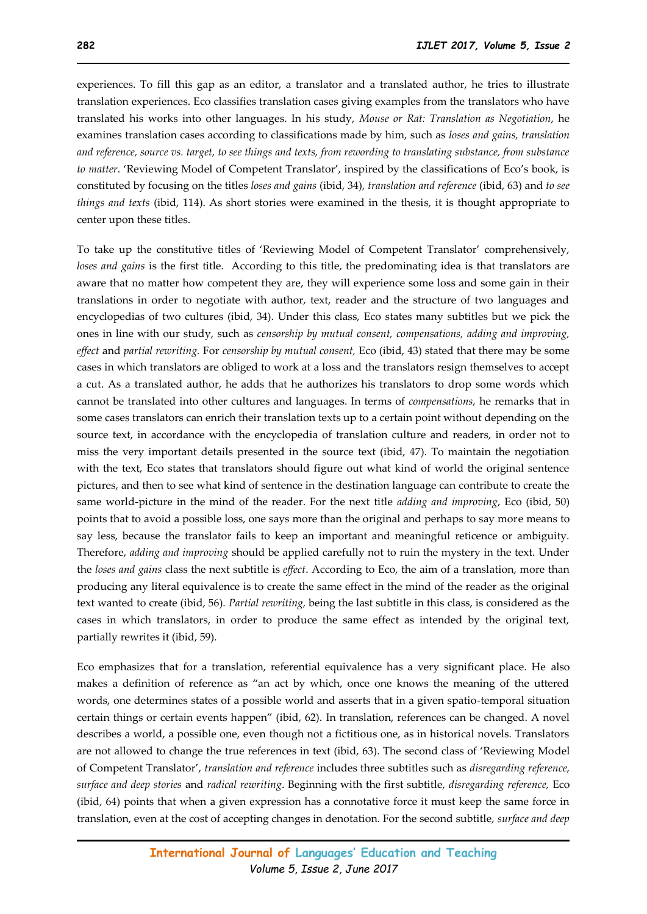experiences. To fill this gap as an editor, a translator and a translated author, he tries to illustrate translation experiences. Eco classifies translation cases giving examples from the translators who have translated his works into other languages. In his study, *Mouse or Rat: Translation as Negotiation*, he examines translation cases according to classifications made by him, such as *loses and gains, translation and reference, source vs. target, to see things and texts, from rewording to translating substance, from substance to matter*. 'Reviewing Model of Competent Translator', inspired by the classifications of Eco's book, is constituted by focusing on the titles *loses and gains* (ibid, 34)*, translation and reference* (ibid, 63) and *to see things and texts* (ibid, 114). As short stories were examined in the thesis, it is thought appropriate to center upon these titles.

To take up the constitutive titles of 'Reviewing Model of Competent Translator' comprehensively, *loses and gains* is the first title. According to this title, the predominating idea is that translators are aware that no matter how competent they are, they will experience some loss and some gain in their translations in order to negotiate with author, text, reader and the structure of two languages and encyclopedias of two cultures (ibid, 34). Under this class, Eco states many subtitles but we pick the ones in line with our study, such as *censorship by mutual consent, compensations, adding and improving, effect* and *partial rewriting.* For *censorship by mutual consent,* Eco (ibid, 43) stated that there may be some cases in which translators are obliged to work at a loss and the translators resign themselves to accept a cut. As a translated author, he adds that he authorizes his translators to drop some words which cannot be translated into other cultures and languages. In terms of *compensations,* he remarks that in some cases translators can enrich their translation texts up to a certain point without depending on the source text, in accordance with the encyclopedia of translation culture and readers, in order not to miss the very important details presented in the source text (ibid, 47). To maintain the negotiation with the text, Eco states that translators should figure out what kind of world the original sentence pictures, and then to see what kind of sentence in the destination language can contribute to create the same world-picture in the mind of the reader. For the next title *adding and improving*, Eco (ibid, 50) points that to avoid a possible loss, one says more than the original and perhaps to say more means to say less, because the translator fails to keep an important and meaningful reticence or ambiguity. Therefore, *adding and improving* should be applied carefully not to ruin the mystery in the text. Under the *loses and gains* class the next subtitle is *effect*. According to Eco, the aim of a translation, more than producing any literal equivalence is to create the same effect in the mind of the reader as the original text wanted to create (ibid, 56). *Partial rewriting,* being the last subtitle in this class, is considered as the cases in which translators, in order to produce the same effect as intended by the original text, partially rewrites it (ibid, 59).

Eco emphasizes that for a translation, referential equivalence has a very significant place. He also makes a definition of reference as "an act by which, once one knows the meaning of the uttered words, one determines states of a possible world and asserts that in a given spatio-temporal situation certain things or certain events happen" (ibid, 62). In translation, references can be changed. A novel describes a world, a possible one, even though not a fictitious one, as in historical novels. Translators are not allowed to change the true references in text (ibid, 63). The second class of 'Reviewing Model of Competent Translator', *translation and reference* includes three subtitles such as *disregarding reference, surface and deep stories* and *radical rewriting*. Beginning with the first subtitle, *disregarding reference,* Eco (ibid, 64) points that when a given expression has a connotative force it must keep the same force in translation, even at the cost of accepting changes in denotation. For the second subtitle, *surface and deep*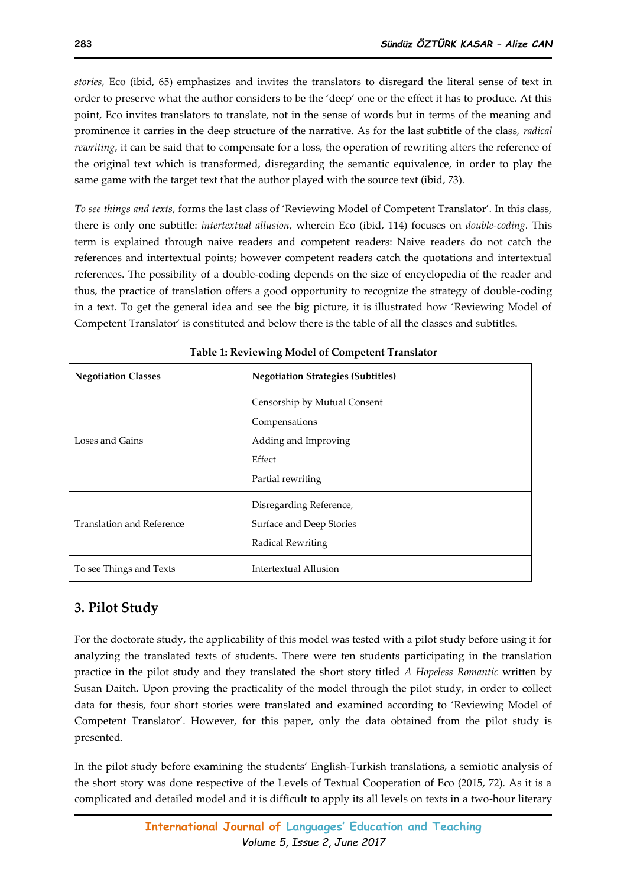*stories*, Eco (ibid, 65) emphasizes and invites the translators to disregard the literal sense of text in order to preserve what the author considers to be the 'deep' one or the effect it has to produce. At this point, Eco invites translators to translate, not in the sense of words but in terms of the meaning and prominence it carries in the deep structure of the narrative. As for the last subtitle of the class, *radical rewriting*, it can be said that to compensate for a loss, the operation of rewriting alters the reference of the original text which is transformed, disregarding the semantic equivalence, in order to play the same game with the target text that the author played with the source text (ibid, 73).

*To see things and texts*, forms the last class of 'Reviewing Model of Competent Translator'. In this class, there is only one subtitle: *intertextual allusion*, wherein Eco (ibid, 114) focuses on *double-coding*. This term is explained through naive readers and competent readers: Naive readers do not catch the references and intertextual points; however competent readers catch the quotations and intertextual references. The possibility of a double-coding depends on the size of encyclopedia of the reader and thus, the practice of translation offers a good opportunity to recognize the strategy of double-coding in a text. To get the general idea and see the big picture, it is illustrated how 'Reviewing Model of Competent Translator' is constituted and below there is the table of all the classes and subtitles.

**Table 1: Reviewing Model of Competent Translator**

| **Negotiation Classes** | **Negotiation Strategies (Subtitles)** |
|---|---|
| Loses and Gains | Censorship by Mutual Consent<br>Compensations<br>Adding and Improving<br>Effect<br>Partial rewriting |
| Translation and Reference | Disregarding Reference,<br>Surface and Deep Stories<br>Radical Rewriting |
| To see Things and Texts | Intertextual Allusion |

## 3. Pilot Study

For the doctorate study, the applicability of this model was tested with a pilot study before using it for analyzing the translated texts of students. There were ten students participating in the translation practice in the pilot study and they translated the short story titled *A Hopeless Romantic* written by Susan Daitch. Upon proving the practicality of the model through the pilot study, in order to collect data for thesis, four short stories were translated and examined according to 'Reviewing Model of Competent Translator'. However, for this paper, only the data obtained from the pilot study is presented.

In the pilot study before examining the students' English-Turkish translations, a semiotic analysis of the short story was done respective of the Levels of Textual Cooperation of Eco (2015, 72). As it is a complicated and detailed model and it is difficult to apply its all levels on texts in a two-hour literary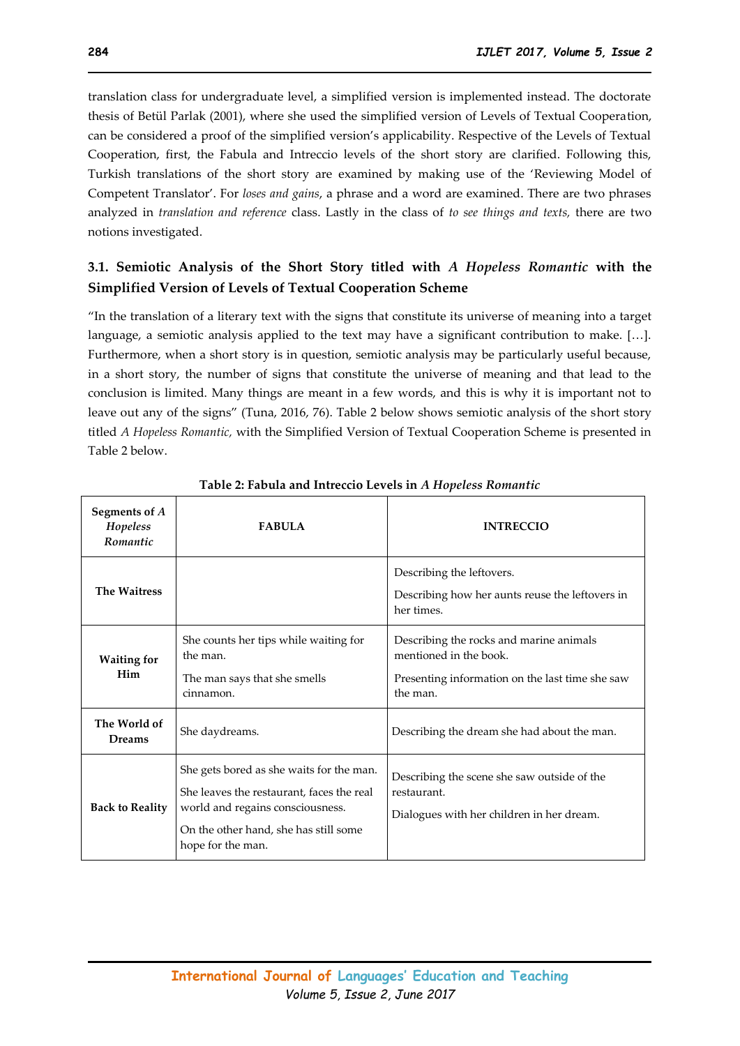translation class for undergraduate level, a simplified version is implemented instead. The doctorate thesis of Betül Parlak (2001), where she used the simplified version of Levels of Textual Cooperation, can be considered a proof of the simplified version's applicability. Respective of the Levels of Textual Cooperation, first, the Fabula and Intreccio levels of the short story are clarified. Following this, Turkish translations of the short story are examined by making use of the 'Reviewing Model of Competent Translator'. For *loses and gains*, a phrase and a word are examined. There are two phrases analyzed in *translation and reference* class. Lastly in the class of *to see things and texts,* there are two notions investigated.

### 3.1. Semiotic Analysis of the Short Story titled with *A Hopeless Romantic* with the Simplified Version of Levels of Textual Cooperation Scheme

"In the translation of a literary text with the signs that constitute its universe of meaning into a target language, a semiotic analysis applied to the text may have a significant contribution to make. […]. Furthermore, when a short story is in question, semiotic analysis may be particularly useful because, in a short story, the number of signs that constitute the universe of meaning and that lead to the conclusion is limited. Many things are meant in a few words, and this is why it is important not to leave out any of the signs" (Tuna, 2016, 76). Table 2 below shows semiotic analysis of the short story titled *A Hopeless Romantic,* with the Simplified Version of Textual Cooperation Scheme is presented in Table 2 below.

**Table 2: Fabula and Intreccio Levels in *A Hopeless Romantic***

| Segments of *A Hopeless Romantic* | FABULA | INTRECCIO |
|---|---|---|
| **The Waitress** | | Describing the leftovers.<br>Describing how her aunts reuse the leftovers in her times. |
| **Waiting for Him** | She counts her tips while waiting for the man.<br>The man says that she smells cinnamon. | Describing the rocks and marine animals mentioned in the book.<br>Presenting information on the last time she saw the man. |
| **The World of Dreams** | She daydreams. | Describing the dream she had about the man. |
| **Back to Reality** | She gets bored as she waits for the man.<br>She leaves the restaurant, faces the real world and regains consciousness.<br>On the other hand, she has still some hope for the man. | Describing the scene she saw outside of the restaurant.<br>Dialogues with her children in her dream. |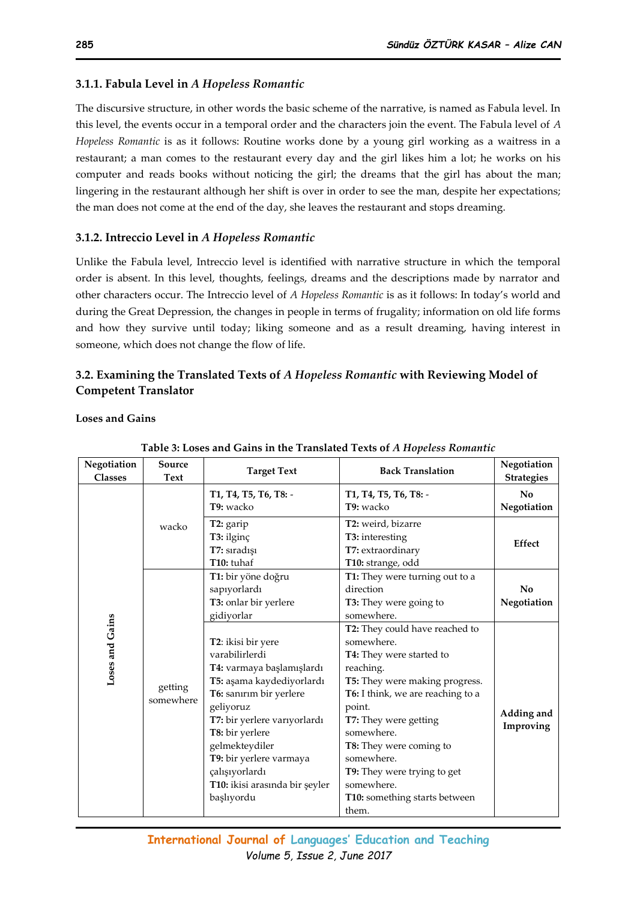### 3.1.1. Fabula Level in *A Hopeless Romantic*

The discursive structure, in other words the basic scheme of the narrative, is named as Fabula level. In this level, the events occur in a temporal order and the characters join the event. The Fabula level of *A Hopeless Romantic* is as it follows: Routine works done by a young girl working as a waitress in a restaurant; a man comes to the restaurant every day and the girl likes him a lot; he works on his computer and reads books without noticing the girl; the dreams that the girl has about the man; lingering in the restaurant although her shift is over in order to see the man, despite her expectations; the man does not come at the end of the day, she leaves the restaurant and stops dreaming.

### 3.1.2. Intreccio Level in *A Hopeless Romantic*

Unlike the Fabula level, Intreccio level is identified with narrative structure in which the temporal order is absent. In this level, thoughts, feelings, dreams and the descriptions made by narrator and other characters occur. The Intreccio level of *A Hopeless Romantic* is as it follows: In today's world and during the Great Depression, the changes in people in terms of frugality; information on old life forms and how they survive until today; liking someone and as a result dreaming, having interest in someone, which does not change the flow of life.

## 3.2. Examining the Translated Texts of *A Hopeless Romantic* with Reviewing Model of Competent Translator

**Loses and Gains**

**Table 3: Loses and Gains in the Translated Texts of *A Hopeless Romantic***

| Negotiation Classes | Source Text | Target Text | Back Translation | Negotiation Strategies |
|---|---|---|---|---|
| Loses and Gains | wacko | **T1, T4, T5, T6, T8:** - <br> **T9:** wacko | **T1, T4, T5, T6, T8:** - <br> **T9:** wacko | **No Negotiation** |
| | | **T2:** garip <br> **T3:** ilginç <br> **T7:** sıradışı <br> **T10:** tuhaf | **T2:** weird, bizarre <br> **T3:** interesting <br> **T7:** extraordinary <br> **T10:** strange, odd | **Effect** |
| | getting somewhere | **T1:** bir yöne doğru sapıyorlardı <br> **T3:** onlar bir yerlere gidiyorlar | **T1:** They were turning out to a direction <br> **T3:** They were going to somewhere. | **No Negotiation** |
| | | **T2**: ikisi bir yere varabilirlerdi <br> **T4:** varmaya başlamışlardı <br> **T5:** aşama kaydediyorlardı <br> **T6:** sanırım bir yerlere geliyoruz <br> **T7:** bir yerlere varıyorlardı <br> **T8:** bir yerlere gelmekteydiler <br> **T9:** bir yerlere varmaya çalışıyorlardı <br> **T10:** ikisi arasında bir şeyler başlıyordu | **T2:** They could have reached to somewhere. <br> **T4:** They were started to reaching. <br> **T5:** They were making progress. <br> **T6:** I think, we are reaching to a point. <br> **T7:** They were getting somewhere. <br> **T8:** They were coming to somewhere. <br> **T9:** They were trying to get somewhere. <br> **T10:** something starts between them. | **Adding and Improving** |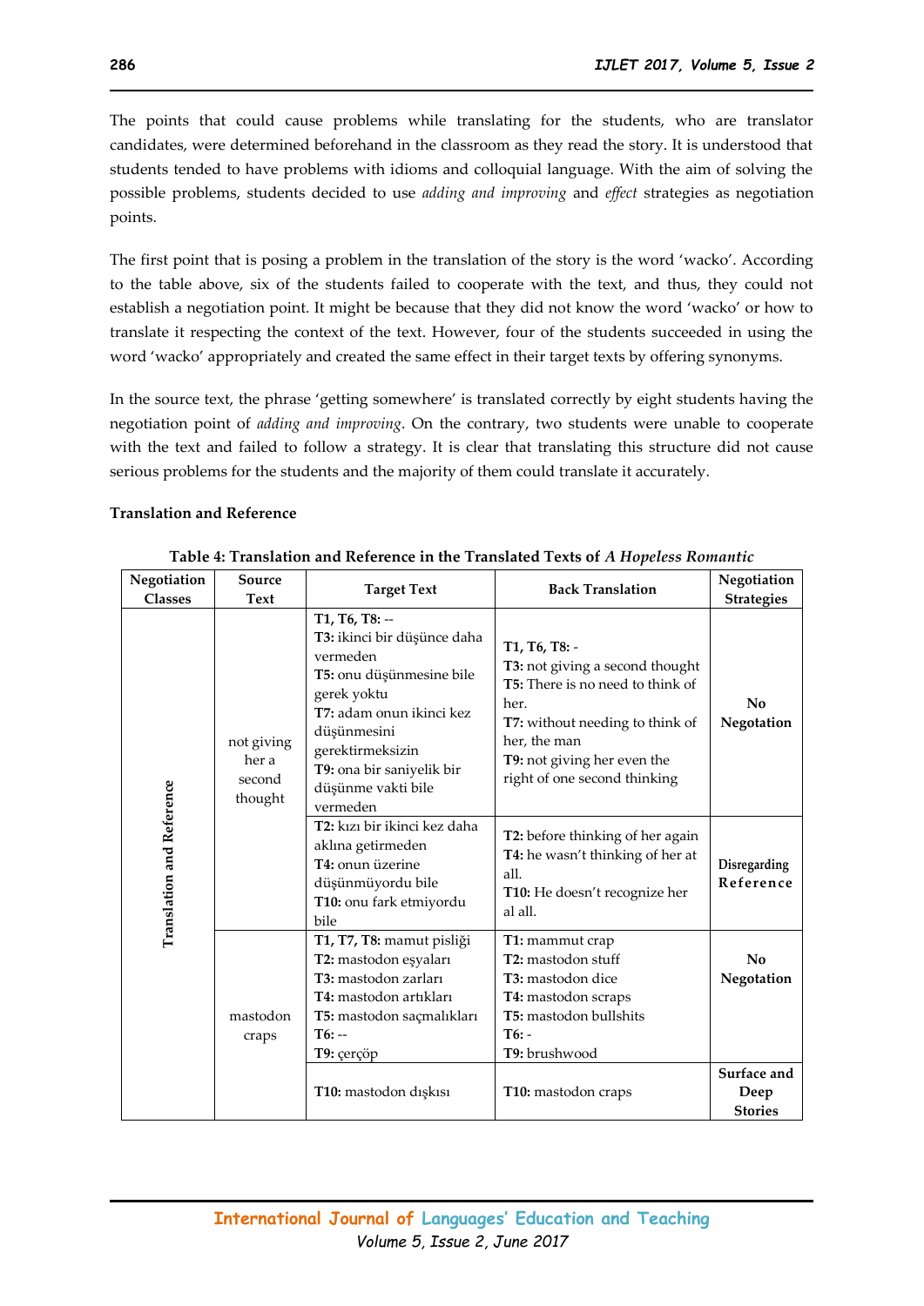The points that could cause problems while translating for the students, who are translator candidates, were determined beforehand in the classroom as they read the story. It is understood that students tended to have problems with idioms and colloquial language. With the aim of solving the possible problems, students decided to use *adding and improving* and *effect* strategies as negotiation points.

The first point that is posing a problem in the translation of the story is the word 'wacko'. According to the table above, six of the students failed to cooperate with the text, and thus, they could not establish a negotiation point. It might be because that they did not know the word 'wacko' or how to translate it respecting the context of the text. However, four of the students succeeded in using the word 'wacko' appropriately and created the same effect in their target texts by offering synonyms.

In the source text, the phrase 'getting somewhere' is translated correctly by eight students having the negotiation point of *adding and improving*. On the contrary, two students were unable to cooperate with the text and failed to follow a strategy. It is clear that translating this structure did not cause serious problems for the students and the majority of them could translate it accurately.

**Translation and Reference**

**Table 4: Translation and Reference in the Translated Texts of *A Hopeless Romantic***

| Negotiation Classes | Source Text | Target Text | Back Translation | Negotiation Strategies |
|---|---|---|---|---|
| Translation and Reference | not giving her a second thought | **T1, T6, T8:** -- **T3:** ikinci bir düşünce daha vermeden **T5:** onu düşünmesine bile gerek yoktu **T7:** adam onun ikinci kez düşünmesini gerektirmeksizin **T9:** ona bir saniyelik bir düşünme vakti bile vermeden | **T1, T6, T8:** - **T3:** not giving a second thought **T5:** There is no need to think of her. **T7:** without needing to think of her, the man **T9:** not giving her even the right of one second thinking | **No Negotation** |
| | | **T2:** kızı bir ikinci kez daha aklına getirmeden **T4:** onun üzerine düşünmüyordu bile **T10:** onu fark etmiyordu bile | **T2:** before thinking of her again **T4:** he wasn't thinking of her at all. **T10:** He doesn't recognize her al all. | **Disregarding Reference** |
| | mastodon craps | **T1, T7, T8:** mamut pisliği **T2:** mastodon eşyaları **T3:** mastodon zarları **T4:** mastodon artıkları **T5:** mastodon saçmalıkları **T6:** -- **T9:** çerçöp | **T1:** mammut crap **T2:** mastodon stuff **T3:** mastodon dice **T4:** mastodon scraps **T5:** mastodon bullshits **T6:** - **T9:** brushwood | **No Negotation** |
| | | **T10:** mastodon dışkısı | **T10:** mastodon craps | **Surface and Deep Stories** |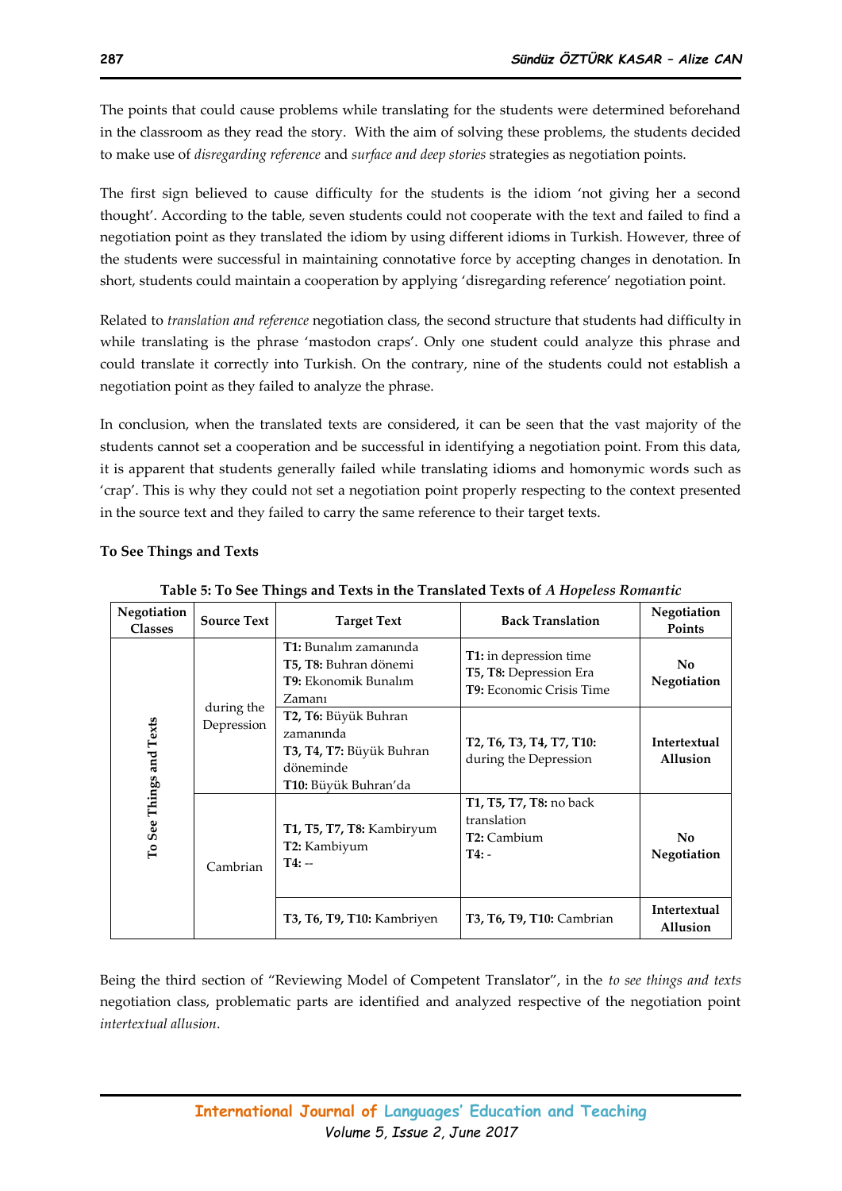The points that could cause problems while translating for the students were determined beforehand in the classroom as they read the story. With the aim of solving these problems, the students decided to make use of *disregarding reference* and *surface and deep stories* strategies as negotiation points.

The first sign believed to cause difficulty for the students is the idiom 'not giving her a second thought'. According to the table, seven students could not cooperate with the text and failed to find a negotiation point as they translated the idiom by using different idioms in Turkish. However, three of the students were successful in maintaining connotative force by accepting changes in denotation. In short, students could maintain a cooperation by applying 'disregarding reference' negotiation point.

Related to *translation and reference* negotiation class, the second structure that students had difficulty in while translating is the phrase 'mastodon craps'. Only one student could analyze this phrase and could translate it correctly into Turkish. On the contrary, nine of the students could not establish a negotiation point as they failed to analyze the phrase.

In conclusion, when the translated texts are considered, it can be seen that the vast majority of the students cannot set a cooperation and be successful in identifying a negotiation point. From this data, it is apparent that students generally failed while translating idioms and homonymic words such as 'crap'. This is why they could not set a negotiation point properly respecting to the context presented in the source text and they failed to carry the same reference to their target texts.

**To See Things and Texts**

**Table 5: To See Things and Texts in the Translated Texts of *A Hopeless Romantic***

| Negotiation Classes | Source Text | Target Text | Back Translation | Negotiation Points |
|---|---|---|---|---|
| To See Things and Texts | during the Depression | **T1:** Bunalım zamanında<br>**T5, T8:** Buhran dönemi<br>**T9:** Ekonomik Bunalım Zamanı | **T1:** in depression time<br>**T5, T8:** Depression Era<br>**T9:** Economic Crisis Time | **No Negotiation** |
| | | **T2, T6:** Büyük Buhran zamanında<br>**T3, T4, T7:** Büyük Buhran döneminde<br>**T10:** Büyük Buhran'da | **T2, T6, T3, T4, T7, T10:** during the Depression | **Intertextual Allusion** |
| | Cambrian | **T1, T5, T7, T8:** Kambiryum<br>**T2:** Kambiyum<br>**T4:** -- | **T1, T5, T7, T8:** no back translation<br>**T2:** Cambium<br>**T4:** - | **No Negotiation** |
| | | **T3, T6, T9, T10:** Kambriyen | **T3, T6, T9, T10:** Cambrian | **Intertextual Allusion** |

Being the third section of "Reviewing Model of Competent Translator", in the *to see things and texts* negotiation class, problematic parts are identified and analyzed respective of the negotiation point *intertextual allusion*.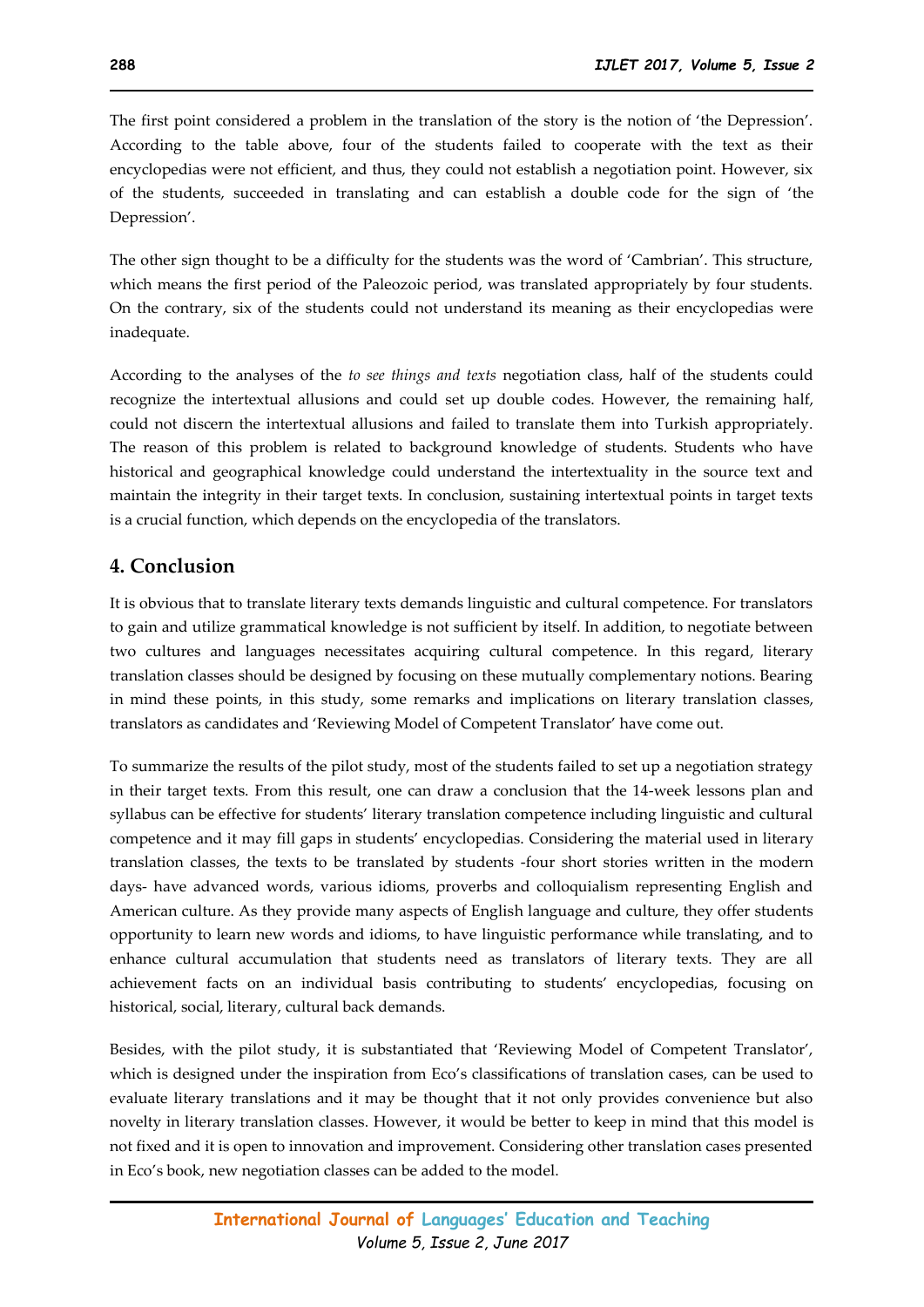The first point considered a problem in the translation of the story is the notion of 'the Depression'. According to the table above, four of the students failed to cooperate with the text as their encyclopedias were not efficient, and thus, they could not establish a negotiation point. However, six of the students, succeeded in translating and can establish a double code for the sign of 'the Depression'.

The other sign thought to be a difficulty for the students was the word of 'Cambrian'. This structure, which means the first period of the Paleozoic period, was translated appropriately by four students. On the contrary, six of the students could not understand its meaning as their encyclopedias were inadequate.

According to the analyses of the *to see things and texts* negotiation class, half of the students could recognize the intertextual allusions and could set up double codes. However, the remaining half, could not discern the intertextual allusions and failed to translate them into Turkish appropriately. The reason of this problem is related to background knowledge of students. Students who have historical and geographical knowledge could understand the intertextuality in the source text and maintain the integrity in their target texts. In conclusion, sustaining intertextual points in target texts is a crucial function, which depends on the encyclopedia of the translators.

## 4. Conclusion

It is obvious that to translate literary texts demands linguistic and cultural competence. For translators to gain and utilize grammatical knowledge is not sufficient by itself. In addition, to negotiate between two cultures and languages necessitates acquiring cultural competence. In this regard, literary translation classes should be designed by focusing on these mutually complementary notions. Bearing in mind these points, in this study, some remarks and implications on literary translation classes, translators as candidates and 'Reviewing Model of Competent Translator' have come out.

To summarize the results of the pilot study, most of the students failed to set up a negotiation strategy in their target texts. From this result, one can draw a conclusion that the 14-week lessons plan and syllabus can be effective for students' literary translation competence including linguistic and cultural competence and it may fill gaps in students' encyclopedias. Considering the material used in literary translation classes, the texts to be translated by students -four short stories written in the modern days- have advanced words, various idioms, proverbs and colloquialism representing English and American culture. As they provide many aspects of English language and culture, they offer students opportunity to learn new words and idioms, to have linguistic performance while translating, and to enhance cultural accumulation that students need as translators of literary texts. They are all achievement facts on an individual basis contributing to students' encyclopedias, focusing on historical, social, literary, cultural back demands.

Besides, with the pilot study, it is substantiated that 'Reviewing Model of Competent Translator', which is designed under the inspiration from Eco's classifications of translation cases, can be used to evaluate literary translations and it may be thought that it not only provides convenience but also novelty in literary translation classes. However, it would be better to keep in mind that this model is not fixed and it is open to innovation and improvement. Considering other translation cases presented in Eco's book, new negotiation classes can be added to the model.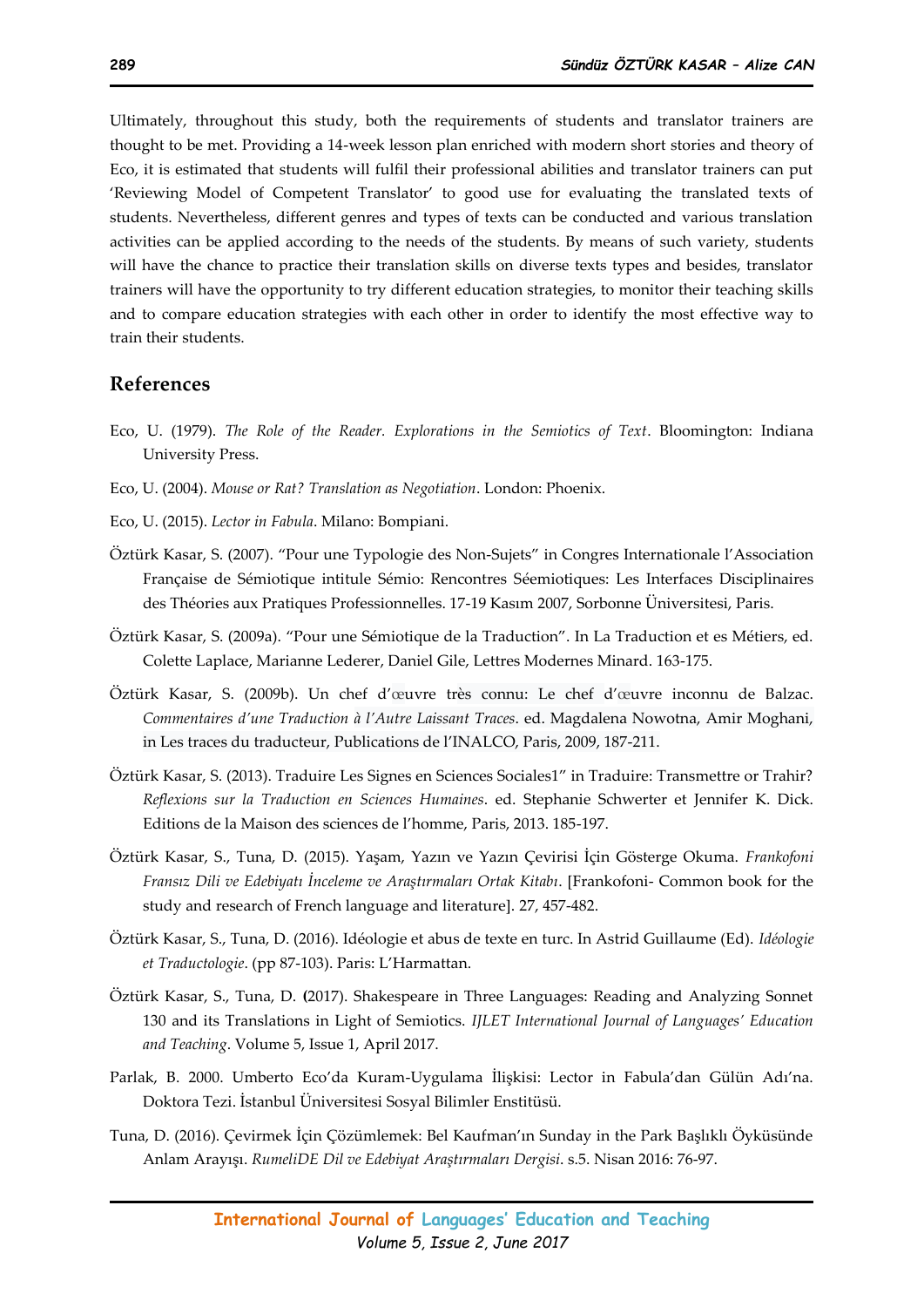Ultimately, throughout this study, both the requirements of students and translator trainers are thought to be met. Providing a 14-week lesson plan enriched with modern short stories and theory of Eco, it is estimated that students will fulfil their professional abilities and translator trainers can put 'Reviewing Model of Competent Translator' to good use for evaluating the translated texts of students. Nevertheless, different genres and types of texts can be conducted and various translation activities can be applied according to the needs of the students. By means of such variety, students will have the chance to practice their translation skills on diverse texts types and besides, translator trainers will have the opportunity to try different education strategies, to monitor their teaching skills and to compare education strategies with each other in order to identify the most effective way to train their students.

## References

Eco, U. (1979). *The Role of the Reader. Explorations in the Semiotics of Text*. Bloomington: Indiana University Press.

Eco, U. (2004). *Mouse or Rat? Translation as Negotiation*. London: Phoenix.

Eco, U. (2015). *Lector in Fabula*. Milano: Bompiani.

Öztürk Kasar, S. (2007). "Pour une Typologie des Non-Sujets" in Congres Internationale l'Association Française de Sémiotique intitule Sémio: Rencontres Séemiotiques: Les Interfaces Disciplinaires des Théories aux Pratiques Professionnelles. 17-19 Kasım 2007, Sorbonne Üniversitesi, Paris.

Öztürk Kasar, S. (2009a). "Pour une Sémiotique de la Traduction". In La Traduction et es Métiers, ed. Colette Laplace, Marianne Lederer, Daniel Gile, Lettres Modernes Minard. 163-175.

Öztürk Kasar, S. (2009b). Un chef d'œuvre très connu: Le chef d'œuvre inconnu de Balzac. *Commentaires d'une Traduction à l'Autre Laissant Traces*. ed. Magdalena Nowotna, Amir Moghani, in Les traces du traducteur, Publications de l'INALCO, Paris, 2009, 187-211.

Öztürk Kasar, S. (2013). Traduire Les Signes en Sciences Sociales1" in Traduire: Transmettre or Trahir? *Reflexions sur la Traduction en Sciences Humaines*. ed. Stephanie Schwerter et Jennifer K. Dick. Editions de la Maison des sciences de l'homme, Paris, 2013. 185-197.

Öztürk Kasar, S., Tuna, D. (2015). Yaşam, Yazın ve Yazın Çevirisi İçin Gösterge Okuma. *Frankofoni Fransız Dili ve Edebiyatı İnceleme ve Araştırmaları Ortak Kitabı*. [Frankofoni- Common book for the study and research of French language and literature]. 27, 457-482.

Öztürk Kasar, S., Tuna, D. (2016). Idéologie et abus de texte en turc. In Astrid Guillaume (Ed). *Idéologie et Traductologie*. (pp 87-103). Paris: L'Harmattan.

Öztürk Kasar, S., Tuna, D. (2017). Shakespeare in Three Languages: Reading and Analyzing Sonnet 130 and its Translations in Light of Semiotics. *IJLET International Journal of Languages' Education and Teaching*. Volume 5, Issue 1, April 2017.

Parlak, B. 2000. Umberto Eco'da Kuram-Uygulama İlişkisi: Lector in Fabula'dan Gülün Adı'na. Doktora Tezi. İstanbul Üniversitesi Sosyal Bilimler Enstitüsü.

Tuna, D. (2016). Çevirmek İçin Çözümlemek: Bel Kaufman'ın Sunday in the Park Başlıklı Öyküsünde Anlam Arayışı. *RumeliDE Dil ve Edebiyat Araştırmaları Dergisi*. s.5. Nisan 2016: 76-97.